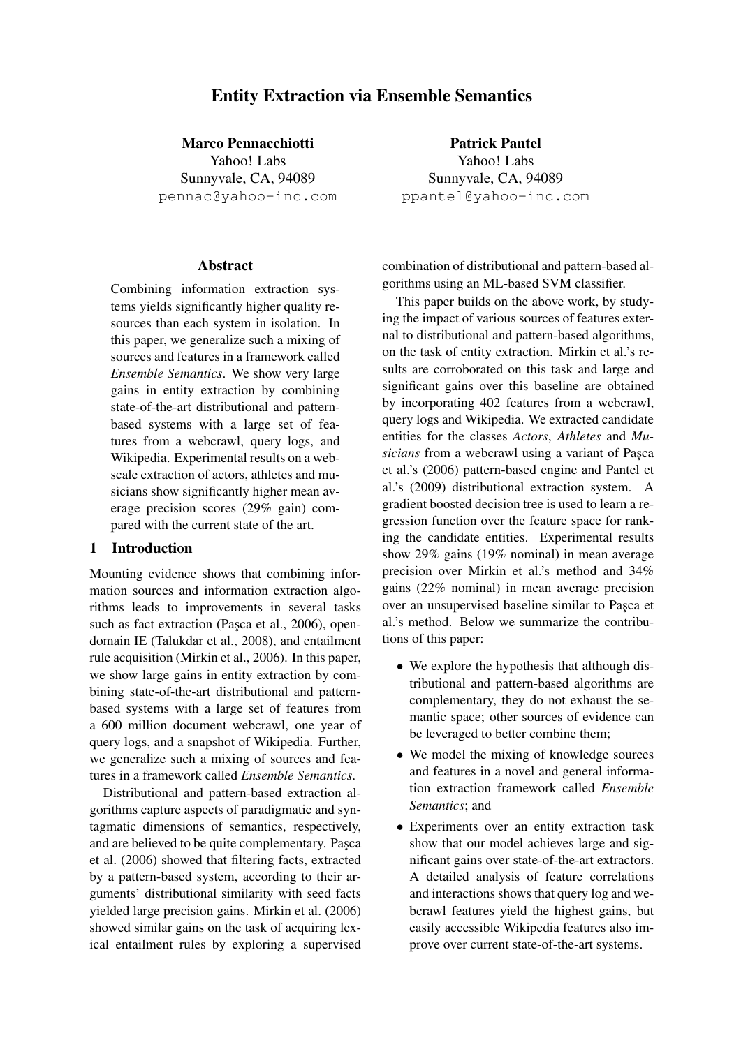# Entity Extraction via Ensemble Semantics

**Marco Pennacchiotti**
Yahoo! Labs
Sunnyvale, CA, 94089
pennac@yahoo-inc.com

**Patrick Pantel**
Yahoo! Labs
Sunnyvale, CA, 94089
ppantel@yahoo-inc.com

## Abstract

Combining information extraction systems yields significantly higher quality resources than each system in isolation. In this paper, we generalize such a mixing of sources and features in a framework called *Ensemble Semantics*. We show very large gains in entity extraction by combining state-of-the-art distributional and pattern-based systems with a large set of features from a webcrawl, query logs, and Wikipedia. Experimental results on a web-scale extraction of actors, athletes and musicians show significantly higher mean average precision scores (29% gain) compared with the current state of the art.

## 1 Introduction

Mounting evidence shows that combining information sources and information extraction algorithms leads to improvements in several tasks such as fact extraction (Paşca et al., 2006), open-domain IE (Talukdar et al., 2008), and entailment rule acquisition (Mirkin et al., 2006). In this paper, we show large gains in entity extraction by combining state-of-the-art distributional and pattern-based systems with a large set of features from a 600 million document webcrawl, one year of query logs, and a snapshot of Wikipedia. Further, we generalize such a mixing of sources and features in a framework called *Ensemble Semantics*.

Distributional and pattern-based extraction algorithms capture aspects of paradigmatic and syntagmatic dimensions of semantics, respectively, and are believed to be quite complementary. Paşca et al. (2006) showed that filtering facts, extracted by a pattern-based system, according to their arguments' distributional similarity with seed facts yielded large precision gains. Mirkin et al. (2006) showed similar gains on the task of acquiring lexical entailment rules by exploring a supervised combination of distributional and pattern-based algorithms using an ML-based SVM classifier.

This paper builds on the above work, by studying the impact of various sources of features external to distributional and pattern-based algorithms, on the task of entity extraction. Mirkin et al.'s results are corroborated on this task and large and significant gains over this baseline are obtained by incorporating 402 features from a webcrawl, query logs and Wikipedia. We extracted candidate entities for the classes *Actors*, *Athletes* and *Musicians* from a webcrawl using a variant of Paşca et al.'s (2006) pattern-based engine and Pantel et al.'s (2009) distributional extraction system. A gradient boosted decision tree is used to learn a regression function over the feature space for ranking the candidate entities. Experimental results show 29% gains (19% nominal) in mean average precision over Mirkin et al.'s method and 34% gains (22% nominal) in mean average precision over an unsupervised baseline similar to Paşca et al.'s method. Below we summarize the contributions of this paper:

- We explore the hypothesis that although distributional and pattern-based algorithms are complementary, they do not exhaust the semantic space; other sources of evidence can be leveraged to better combine them;
- We model the mixing of knowledge sources and features in a novel and general information extraction framework called *Ensemble Semantics*; and
- Experiments over an entity extraction task show that our model achieves large and significant gains over state-of-the-art extractors. A detailed analysis of feature correlations and interactions shows that query log and webcrawl features yield the highest gains, but easily accessible Wikipedia features also improve over current state-of-the-art systems.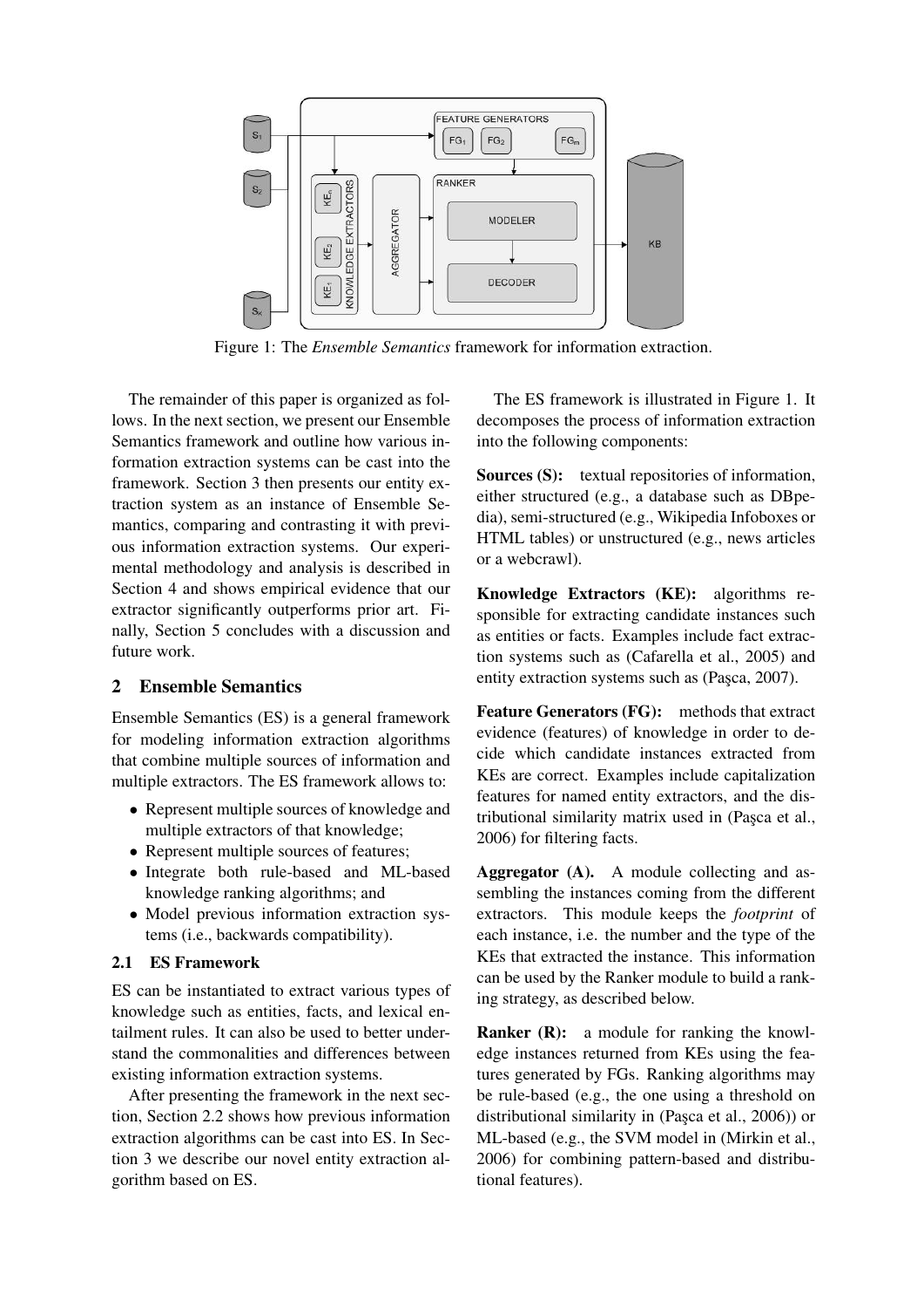Figure 1: The *Ensemble Semantics* framework for information extraction.

The remainder of this paper is organized as follows. In the next section, we present our Ensemble Semantics framework and outline how various information extraction systems can be cast into the framework. Section 3 then presents our entity extraction system as an instance of Ensemble Semantics, comparing and contrasting it with previous information extraction systems. Our experimental methodology and analysis is described in Section 4 and shows empirical evidence that our extractor significantly outperforms prior art. Finally, Section 5 concludes with a discussion and future work.

## 2 Ensemble Semantics

Ensemble Semantics (ES) is a general framework for modeling information extraction algorithms that combine multiple sources of information and multiple extractors. The ES framework allows to:

- Represent multiple sources of knowledge and multiple extractors of that knowledge;
- Represent multiple sources of features;
- Integrate both rule-based and ML-based knowledge ranking algorithms; and
- Model previous information extraction systems (i.e., backwards compatibility).

### 2.1 ES Framework

ES can be instantiated to extract various types of knowledge such as entities, facts, and lexical entailment rules. It can also be used to better understand the commonalities and differences between existing information extraction systems.

After presenting the framework in the next section, Section 2.2 shows how previous information extraction algorithms can be cast into ES. In Section 3 we describe our novel entity extraction algorithm based on ES.

The ES framework is illustrated in Figure 1. It decomposes the process of information extraction into the following components:

**Sources (S):** textual repositories of information, either structured (e.g., a database such as DBpedia), semi-structured (e.g., Wikipedia Infoboxes or HTML tables) or unstructured (e.g., news articles or a webcrawl).

**Knowledge Extractors (KE):** algorithms responsible for extracting candidate instances such as entities or facts. Examples include fact extraction systems such as (Cafarella et al., 2005) and entity extraction systems such as (Paşca, 2007).

**Feature Generators (FG):** methods that extract evidence (features) of knowledge in order to decide which candidate instances extracted from KEs are correct. Examples include capitalization features for named entity extractors, and the distributional similarity matrix used in (Paşca et al., 2006) for filtering facts.

**Aggregator (A).** A module collecting and assembling the instances coming from the different extractors. This module keeps the *footprint* of each instance, i.e. the number and the type of the KEs that extracted the instance. This information can be used by the Ranker module to build a ranking strategy, as described below.

**Ranker (R):** a module for ranking the knowledge instances returned from KEs using the features generated by FGs. Ranking algorithms may be rule-based (e.g., the one using a threshold on distributional similarity in (Paşca et al., 2006)) or ML-based (e.g., the SVM model in (Mirkin et al., 2006) for combining pattern-based and distributional features).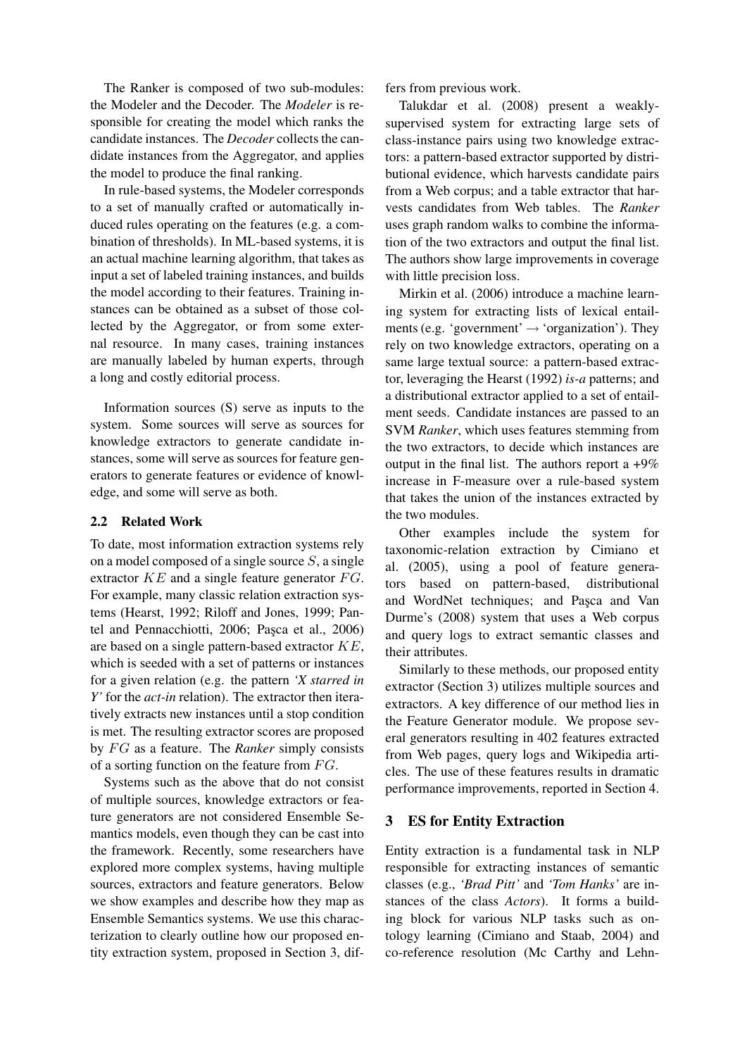The Ranker is composed of two sub-modules: the Modeler and the Decoder. The *Modeler* is responsible for creating the model which ranks the candidate instances. The *Decoder* collects the candidate instances from the Aggregator, and applies the model to produce the final ranking.

In rule-based systems, the Modeler corresponds to a set of manually crafted or automatically induced rules operating on the features (e.g. a combination of thresholds). In ML-based systems, it is an actual machine learning algorithm, that takes as input a set of labeled training instances, and builds the model according to their features. Training instances can be obtained as a subset of those collected by the Aggregator, or from some external resource. In many cases, training instances are manually labeled by human experts, through a long and costly editorial process.

Information sources (S) serve as inputs to the system. Some sources will serve as sources for knowledge extractors to generate candidate instances, some will serve as sources for feature generators to generate features or evidence of knowledge, and some will serve as both.

### 2.2 Related Work

To date, most information extraction systems rely on a model composed of a single source $S$, a single extractor $KE$ and a single feature generator $FG$. For example, many classic relation extraction systems (Hearst, 1992; Riloff and Jones, 1999; Pantel and Pennacchiotti, 2006; Paşca et al., 2006) are based on a single pattern-based extractor $KE$, which is seeded with a set of patterns or instances for a given relation (e.g. the pattern *'X starred in Y'* for the *act-in* relation). The extractor then iteratively extracts new instances until a stop condition is met. The resulting extractor scores are proposed by $FG$ as a feature. The *Ranker* simply consists of a sorting function on the feature from $FG$.

Systems such as the above that do not consist of multiple sources, knowledge extractors or feature generators are not considered Ensemble Semantics models, even though they can be cast into the framework. Recently, some researchers have explored more complex systems, having multiple sources, extractors and feature generators. Below we show examples and describe how they map as Ensemble Semantics systems. We use this characterization to clearly outline how our proposed entity extraction system, proposed in Section 3, differs from previous work.

Talukdar et al. (2008) present a weakly-supervised system for extracting large sets of class-instance pairs using two knowledge extractors: a pattern-based extractor supported by distributional evidence, which harvests candidate pairs from a Web corpus; and a table extractor that harvests candidates from Web tables. The *Ranker* uses graph random walks to combine the information of the two extractors and output the final list. The authors show large improvements in coverage with little precision loss.

Mirkin et al. (2006) introduce a machine learning system for extracting lists of lexical entailments (e.g. 'government' $\rightarrow$ 'organization'). They rely on two knowledge extractors, operating on a same large textual source: a pattern-based extractor, leveraging the Hearst (1992) *is-a* patterns; and a distributional extractor applied to a set of entailment seeds. Candidate instances are passed to an SVM *Ranker*, which uses features stemming from the two extractors, to decide which instances are output in the final list. The authors report a +9% increase in F-measure over a rule-based system that takes the union of the instances extracted by the two modules.

Other examples include the system for taxonomic-relation extraction by Cimiano et al. (2005), using a pool of feature generators based on pattern-based, distributional and WordNet techniques; and Paşca and Van Durme's (2008) system that uses a Web corpus and query logs to extract semantic classes and their attributes.

Similarly to these methods, our proposed entity extractor (Section 3) utilizes multiple sources and extractors. A key difference of our method lies in the Feature Generator module. We propose several generators resulting in 402 features extracted from Web pages, query logs and Wikipedia articles. The use of these features results in dramatic performance improvements, reported in Section 4.

## 3 ES for Entity Extraction

Entity extraction is a fundamental task in NLP responsible for extracting instances of semantic classes (e.g., *'Brad Pitt'* and *'Tom Hanks'* are instances of the class *Actors*). It forms a building block for various NLP tasks such as ontology learning (Cimiano and Staab, 2004) and co-reference resolution (Mc Carthy and Lehn-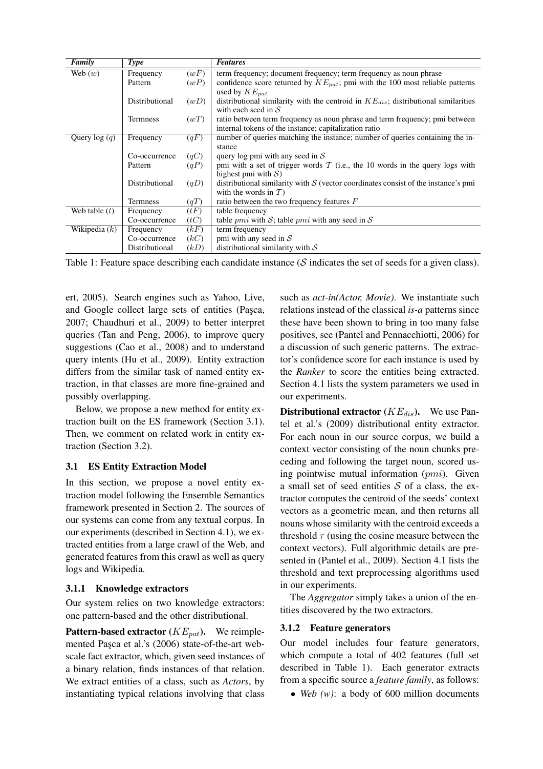| *Family* | *Type* | | *Features* |
|---|---|---|---|
| Web ($w$) | Frequency | ($wF$) | term frequency; document frequency; term frequency as noun phrase |
| | Pattern | ($wP$) | confidence score returned by $KE_{pat}$; pmi with the 100 most reliable patterns used by $KE_{pat}$ |
| | Distributional | ($wD$) | distributional similarity with the centroid in $KE_{dis}$; distributional similarities with each seed in $\mathcal{S}$ |
| | Termness | ($wT$) | ratio between term frequency as noun phrase and term frequency; pmi between internal tokens of the instance; capitalization ratio |
| Query log ($q$) | Frequency | ($qF$) | number of queries matching the instance; number of queries containing the instance |
| | Co-occurrence | ($qC$) | query log pmi with any seed in $\mathcal{S}$ |
| | Pattern | ($qP$) | pmi with a set of trigger words $\mathcal{T}$ (i.e., the 10 words in the query logs with highest pmi with $\mathcal{S}$) |
| | Distributional | ($qD$) | distributional similarity with $\mathcal{S}$ (vector coordinates consist of the instance's pmi with the words in $\mathcal{T}$) |
| | Termness | ($qT$) | ratio between the two frequency features $F$ |
| Web table ($t$) | Frequency | ($tF$) | table frequency |
| | Co-occurrence | ($tC$) | table $pmi$ with $\mathcal{S}$; table $pmi$ with any seed in $\mathcal{S}$ |
| Wikipedia ($k$) | Frequency | ($kF$) | term frequency |
| | Co-occurrence | ($kC$) | pmi with any seed in $\mathcal{S}$ |
| | Distributional | ($kD$) | distributional similarity with $\mathcal{S}$ |

Table 1: Feature space describing each candidate instance ($\mathcal{S}$ indicates the set of seeds for a given class).

ert, 2005). Search engines such as Yahoo, Live, and Google collect large sets of entities (Paşca, 2007; Chaudhuri et al., 2009) to better interpret queries (Tan and Peng, 2006), to improve query suggestions (Cao et al., 2008) and to understand query intents (Hu et al., 2009). Entity extraction differs from the similar task of named entity extraction, in that classes are more fine-grained and possibly overlapping.

Below, we propose a new method for entity extraction built on the ES framework (Section 3.1). Then, we comment on related work in entity extraction (Section 3.2).

### 3.1 ES Entity Extraction Model

In this section, we propose a novel entity extraction model following the Ensemble Semantics framework presented in Section 2. The sources of our systems can come from any textual corpus. In our experiments (described in Section 4.1), we extracted entities from a large crawl of the Web, and generated features from this crawl as well as query logs and Wikipedia.

#### 3.1.1 Knowledge extractors

Our system relies on two knowledge extractors: one pattern-based and the other distributional.

**Pattern-based extractor ($KE_{pat}$).** We reimplemented Paşca et al.'s (2006) state-of-the-art web-scale fact extractor, which, given seed instances of a binary relation, finds instances of that relation. We extract entities of a class, such as *Actors*, by instantiating typical relations involving that class such as *act-in(Actor, Movie)*. We instantiate such relations instead of the classical *is-a* patterns since these have been shown to bring in too many false positives, see (Pantel and Pennacchiotti, 2006) for a discussion of such generic patterns. The extractor's confidence score for each instance is used by the *Ranker* to score the entities being extracted. Section 4.1 lists the system parameters we used in our experiments.

**Distributional extractor ($KE_{dis}$).** We use Pantel et al.'s (2009) distributional entity extractor. For each noun in our source corpus, we build a context vector consisting of the noun chunks preceding and following the target noun, scored using pointwise mutual information ($pmi$). Given a small set of seed entities $\mathcal{S}$ of a class, the extractor computes the centroid of the seeds' context vectors as a geometric mean, and then returns all nouns whose similarity with the centroid exceeds a threshold $\tau$ (using the cosine measure between the context vectors). Full algorithmic details are presented in (Pantel et al., 2009). Section 4.1 lists the threshold and text preprocessing algorithms used in our experiments.

The *Aggregator* simply takes a union of the entities discovered by the two extractors.

#### 3.1.2 Feature generators

Our model includes four feature generators, which compute a total of 402 features (full set described in Table 1). Each generator extracts from a specific source a *feature family*, as follows:

- *Web (w)*: a body of 600 million documents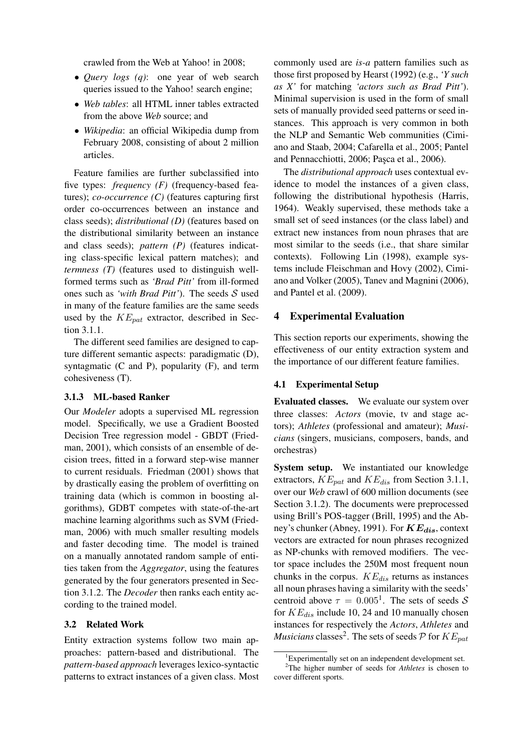crawled from the Web at Yahoo! in 2008;

- *Query logs (q)*: one year of web search queries issued to the Yahoo! search engine;
- *Web tables*: all HTML inner tables extracted from the above *Web* source; and
- *Wikipedia*: an official Wikipedia dump from February 2008, consisting of about 2 million articles.

Feature families are further subclassified into five types: *frequency (F)* (frequency-based features); *co-occurrence (C)* (features capturing first order co-occurrences between an instance and class seeds); *distributional (D)* (features based on the distributional similarity between an instance and class seeds); *pattern (P)* (features indicating class-specific lexical pattern matches); and *termness (T)* (features used to distinguish well-formed terms such as *'Brad Pitt'* from ill-formed ones such as *'with Brad Pitt'*). The seeds $\mathcal{S}$ used in many of the feature families are the same seeds used by the $KE_{pat}$ extractor, described in Section 3.1.1.

The different seed families are designed to capture different semantic aspects: paradigmatic (D), syntagmatic (C and P), popularity (F), and term cohesiveness (T).

### 3.1.3 ML-based Ranker

Our *Modeler* adopts a supervised ML regression model. Specifically, we use a Gradient Boosted Decision Tree regression model - GBDT (Friedman, 2001), which consists of an ensemble of decision trees, fitted in a forward step-wise manner to current residuals. Friedman (2001) shows that by drastically easing the problem of overfitting on training data (which is common in boosting algorithms), GDBT competes with state-of-the-art machine learning algorithms such as SVM (Friedman, 2006) with much smaller resulting models and faster decoding time. The model is trained on a manually annotated random sample of entities taken from the *Aggregator*, using the features generated by the four generators presented in Section 3.1.2. The *Decoder* then ranks each entity according to the trained model.

## 3.2 Related Work

Entity extraction systems follow two main approaches: pattern-based and distributional. The *pattern-based approach* leverages lexico-syntactic patterns to extract instances of a given class. Most commonly used are *is-a* pattern families such as those first proposed by Hearst (1992) (e.g., *'Y such as X'* for matching *'actors such as Brad Pitt'*). Minimal supervision is used in the form of small sets of manually provided seed patterns or seed instances. This approach is very common in both the NLP and Semantic Web communities (Cimiano and Staab, 2004; Cafarella et al., 2005; Pantel and Pennacchiotti, 2006; Paşca et al., 2006).

The *distributional approach* uses contextual evidence to model the instances of a given class, following the distributional hypothesis (Harris, 1964). Weakly supervised, these methods take a small set of seed instances (or the class label) and extract new instances from noun phrases that are most similar to the seeds (i.e., that share similar contexts). Following Lin (1998), example systems include Fleischman and Hovy (2002), Cimiano and Volker (2005), Tanev and Magnini (2006), and Pantel et al. (2009).

# 4 Experimental Evaluation

This section reports our experiments, showing the effectiveness of our entity extraction system and the importance of our different feature families.

## 4.1 Experimental Setup

**Evaluated classes.** We evaluate our system over three classes: *Actors* (movie, tv and stage actors); *Athletes* (professional and amateur); *Musicians* (singers, musicians, composers, bands, and orchestras)

**System setup.** We instantiated our knowledge extractors, $KE_{pat}$ and $KE_{dis}$ from Section 3.1.1, over our *Web* crawl of 600 million documents (see Section 3.1.2). The documents were preprocessed using Brill's POS-tagger (Brill, 1995) and the Abney's chunker (Abney, 1991). For $\boldsymbol{KE_{dis}}$, context vectors are extracted for noun phrases recognized as NP-chunks with removed modifiers. The vector space includes the 250M most frequent noun chunks in the corpus. $KE_{dis}$ returns as instances all noun phrases having a similarity with the seeds' centroid above $\tau = 0.005$[1]. The sets of seeds $\mathcal{S}$ for $KE_{dis}$ include 10, 24 and 10 manually chosen instances for respectively the *Actors*, *Athletes* and *Musicians* classes[2]. The sets of seeds $\mathcal{P}$ for $KE_{pat}$

[1] Experimentally set on an independent development set.

[2] The higher number of seeds for *Athletes* is chosen to cover different sports.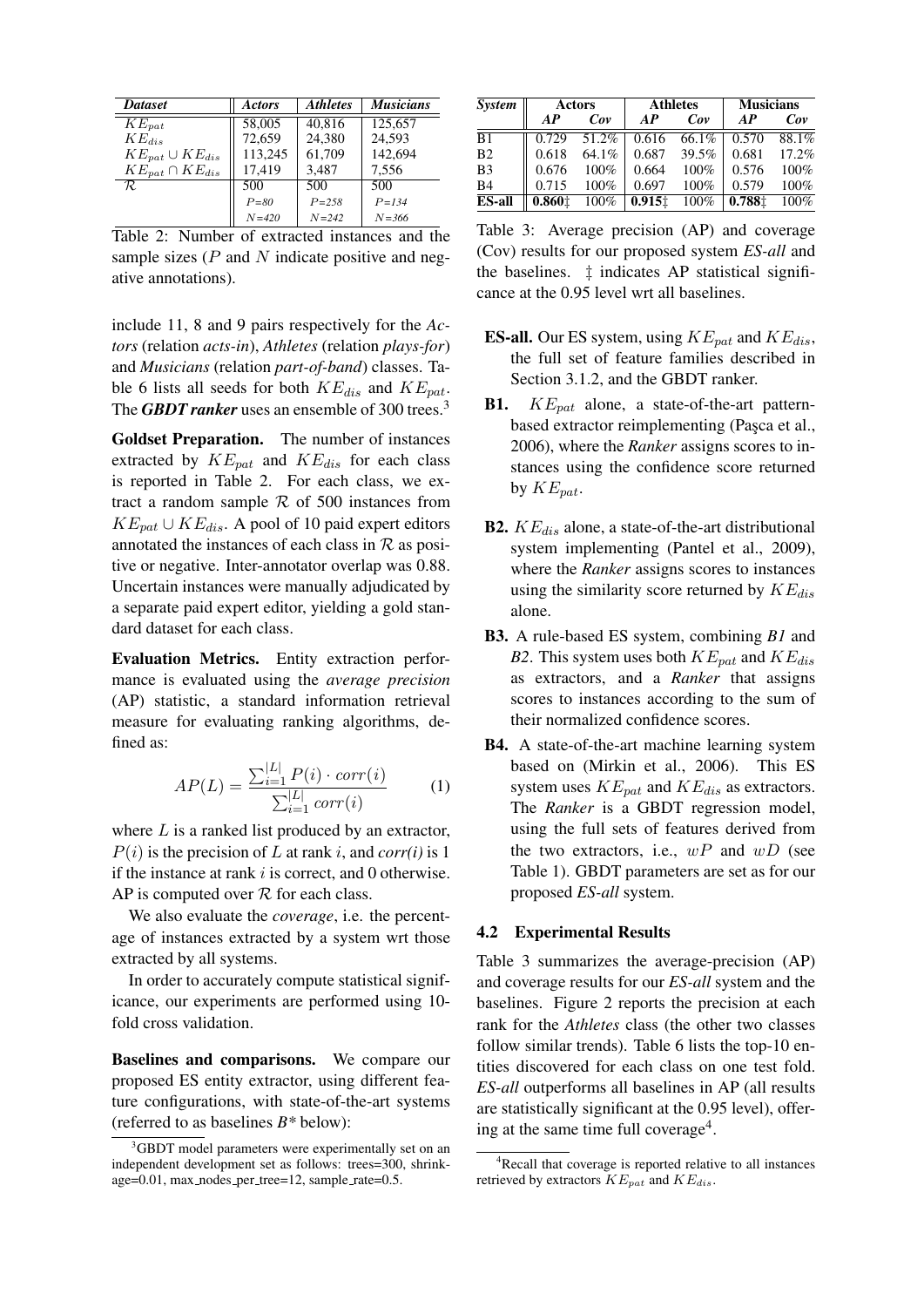| *Dataset* | *Actors* | *Athletes* | *Musicians* |
|---|---|---|---|
| $KE_{pat}$ | 58,005 | 40,816 | 125,657 |
| $KE_{dis}$ | 72,659 | 24,380 | 24,593 |
| $KE_{pat} \cup KE_{dis}$ | 113,245 | 61,709 | 142,694 |
| $KE_{pat} \cap KE_{dis}$ | 17,419 | 3,487 | 7,556 |
| $\mathcal{R}$ | 500 | 500 | 500 |
| | *P=80* | *P=258* | *P=134* |
| | *N=420* | *N=242* | *N=366* |

Table 2: Number of extracted instances and the sample sizes ($P$ and $N$ indicate positive and negative annotations).

include 11, 8 and 9 pairs respectively for the *Actors* (relation *acts-in*), *Athletes* (relation *plays-for*) and *Musicians* (relation *part-of-band*) classes. Table 6 lists all seeds for both $KE_{dis}$ and $KE_{pat}$. The ***GBDT ranker*** uses an ensemble of 300 trees.[3]

**Goldset Preparation.** The number of instances extracted by $KE_{pat}$ and $KE_{dis}$ for each class is reported in Table 2. For each class, we extract a random sample $\mathcal{R}$ of 500 instances from $KE_{pat} \cup KE_{dis}$. A pool of 10 paid expert editors annotated the instances of each class in $\mathcal{R}$ as positive or negative. Inter-annotator overlap was 0.88. Uncertain instances were manually adjudicated by a separate paid expert editor, yielding a gold standard dataset for each class.

**Evaluation Metrics.** Entity extraction performance is evaluated using the *average precision* (AP) statistic, a standard information retrieval measure for evaluating ranking algorithms, defined as:

$$AP(L) = \frac{\sum_{i=1}^{|L|} P(i) \cdot corr(i)}{\sum_{i=1}^{|L|} corr(i)} \qquad (1)$$

where $L$ is a ranked list produced by an extractor, $P(i)$ is the precision of $L$ at rank $i$, and *corr(i)* is 1 if the instance at rank $i$ is correct, and 0 otherwise. AP is computed over $\mathcal{R}$ for each class.

We also evaluate the *coverage*, i.e. the percentage of instances extracted by a system wrt those extracted by all systems.

In order to accurately compute statistical significance, our experiments are performed using 10-fold cross validation.

**Baselines and comparisons.** We compare our proposed ES entity extractor, using different feature configurations, with state-of-the-art systems (referred to as baselines *B\** below):

[3] GBDT model parameters were experimentally set on an independent development set as follows: trees=300, shrinkage=0.01, max_nodes_per_tree=12, sample_rate=0.5.

| *System* | **Actors** | | **Athletes** | | **Musicians** | |
|---|---|---|---|---|---|---|
| | ***AP*** | ***Cov*** | ***AP*** | ***Cov*** | ***AP*** | ***Cov*** |
| B1 | 0.729 | 51.2% | 0.616 | 66.1% | 0.570 | 88.1% |
| B2 | 0.618 | 64.1% | 0.687 | 39.5% | 0.681 | 17.2% |
| B3 | 0.676 | 100% | 0.664 | 100% | 0.576 | 100% |
| B4 | 0.715 | 100% | 0.697 | 100% | 0.579 | 100% |
| **ES-all** | **0.860**‡ | 100% | **0.915**‡ | 100% | **0.788**‡ | 100% |

Table 3: Average precision (AP) and coverage (Cov) results for our proposed system *ES-all* and the baselines. ‡ indicates AP statistical significance at the 0.95 level wrt all baselines.

**ES-all.** Our ES system, using $KE_{pat}$ and $KE_{dis}$, the full set of feature families described in Section 3.1.2, and the GBDT ranker.

**B1.** $KE_{pat}$ alone, a state-of-the-art pattern-based extractor reimplementing (Paşca et al., 2006), where the *Ranker* assigns scores to instances using the confidence score returned by $KE_{pat}$.

**B2.** $KE_{dis}$ alone, a state-of-the-art distributional system implementing (Pantel et al., 2009), where the *Ranker* assigns scores to instances using the similarity score returned by $KE_{dis}$ alone.

**B3.** A rule-based ES system, combining *B1* and *B2*. This system uses both $KE_{pat}$ and $KE_{dis}$ as extractors, and a *Ranker* that assigns scores to instances according to the sum of their normalized confidence scores.

**B4.** A state-of-the-art machine learning system based on (Mirkin et al., 2006). This ES system uses $KE_{pat}$ and $KE_{dis}$ as extractors. The *Ranker* is a GBDT regression model, using the full sets of features derived from the two extractors, i.e., $wP$ and $wD$ (see Table 1). GBDT parameters are set as for our proposed *ES-all* system.

### 4.2 Experimental Results

Table 3 summarizes the average-precision (AP) and coverage results for our *ES-all* system and the baselines. Figure 2 reports the precision at each rank for the *Athletes* class (the other two classes follow similar trends). Table 6 lists the top-10 entities discovered for each class on one test fold. *ES-all* outperforms all baselines in AP (all results are statistically significant at the 0.95 level), offering at the same time full coverage[4].

[4] Recall that coverage is reported relative to all instances retrieved by extractors $KE_{pat}$ and $KE_{dis}$.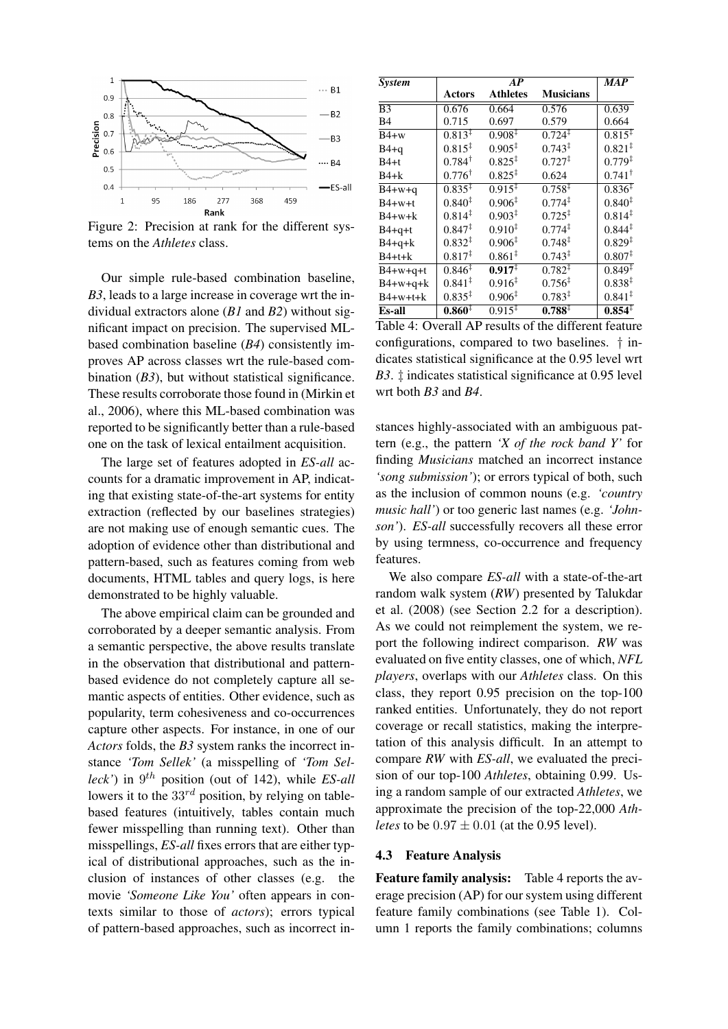Figure 2: Precision at rank for the different systems on the *Athletes* class.

Our simple rule-based combination baseline, *B3*, leads to a large increase in coverage wrt the individual extractors alone (*B1* and *B2*) without significant impact on precision. The supervised ML-based combination baseline (*B4*) consistently improves AP across classes wrt the rule-based combination (*B3*), but without statistical significance. These results corroborate those found in (Mirkin et al., 2006), where this ML-based combination was reported to be significantly better than a rule-based one on the task of lexical entailment acquisition.

The large set of features adopted in *ES-all* accounts for a dramatic improvement in AP, indicating that existing state-of-the-art systems for entity extraction (reflected by our baselines strategies) are not making use of enough semantic cues. The adoption of evidence other than distributional and pattern-based, such as features coming from web documents, HTML tables and query logs, is here demonstrated to be highly valuable.

The above empirical claim can be grounded and corroborated by a deeper semantic analysis. From a semantic perspective, the above results translate in the observation that distributional and pattern-based evidence do not completely capture all semantic aspects of entities. Other evidence, such as popularity, term cohesiveness and co-occurrences capture other aspects. For instance, in one of our *Actors* folds, the *B3* system ranks the incorrect instance *'Tom Sellek'* (a misspelling of *'Tom Selleck'*) in $9^{th}$ position (out of 142), while *ES-all* lowers it to the $33^{rd}$ position, by relying on table-based features (intuitively, tables contain much fewer misspelling than running text). Other than misspellings, *ES-all* fixes errors that are either typical of distributional approaches, such as the inclusion of instances of other classes (e.g. the movie *'Someone Like You'* often appears in contexts similar to those of *actors*); errors typical of pattern-based approaches, such as incorrect instances highly-associated with an ambiguous pattern (e.g., the pattern *'X of the rock band Y'* for finding *Musicians* matched an incorrect instance *'song submission'*); or errors typical of both, such as the inclusion of common nouns (e.g. *'country music hall'*) or too generic last names (e.g. *'Johnson'*). *ES-all* successfully recovers all these error by using termness, co-occurrence and frequency features.

| *System* | *AP* | | | *MAP* |
|---|---|---|---|---|
| | **Actors** | **Athletes** | **Musicians** | |
| B3 | 0.676 | 0.664 | 0.576 | 0.639 |
| B4 | 0.715 | 0.697 | 0.579 | 0.664 |
| B4+w | 0.813‡ | 0.908‡ | 0.724‡ | 0.815‡ |
| B4+q | 0.815‡ | 0.905‡ | 0.743‡ | 0.821‡ |
| B4+t | 0.784† | 0.825‡ | 0.727‡ | 0.779‡ |
| B4+k | 0.776† | 0.825‡ | 0.624 | 0.741† |
| B4+w+q | 0.835‡ | 0.915‡ | 0.758‡ | 0.836‡ |
| B4+w+t | 0.840‡ | 0.906‡ | 0.774‡ | 0.840‡ |
| B4+w+k | 0.814‡ | 0.903‡ | 0.725‡ | 0.814‡ |
| B4+q+t | 0.847‡ | 0.910‡ | 0.774‡ | 0.844‡ |
| B4+q+k | 0.832‡ | 0.906‡ | 0.748‡ | 0.829‡ |
| B4+t+k | 0.817‡ | 0.861‡ | 0.743‡ | 0.807‡ |
| B4+w+q+t | 0.846‡ | **0.917**‡ | 0.782‡ | 0.849‡ |
| B4+w+q+k | 0.841‡ | 0.916‡ | 0.756‡ | 0.838‡ |
| B4+w+t+k | 0.835‡ | 0.906‡ | 0.783‡ | 0.841‡ |
| **Es-all** | **0.860**‡ | 0.915‡ | **0.788**‡ | **0.854**‡ |

Table 4: Overall AP results of the different feature configurations, compared to two baselines. † indicates statistical significance at the 0.95 level wrt *B3*. ‡ indicates statistical significance at 0.95 level wrt both *B3* and *B4*.

We also compare *ES-all* with a state-of-the-art random walk system (*RW*) presented by Talukdar et al. (2008) (see Section 2.2 for a description). As we could not reimplement the system, we report the following indirect comparison. *RW* was evaluated on five entity classes, one of which, *NFL players*, overlaps with our *Athletes* class. On this class, they report 0.95 precision on the top-100 ranked entities. Unfortunately, they do not report coverage or recall statistics, making the interpretation of this analysis difficult. In an attempt to compare *RW* with *ES-all*, we evaluated the precision of our top-100 *Athletes*, obtaining 0.99. Using a random sample of our extracted *Athletes*, we approximate the precision of the top-22,000 *Athletes* to be $0.97 \pm 0.01$ (at the 0.95 level).

### 4.3 Feature Analysis

**Feature family analysis:** Table 4 reports the average precision (AP) for our system using different feature family combinations (see Table 1). Column 1 reports the family combinations; columns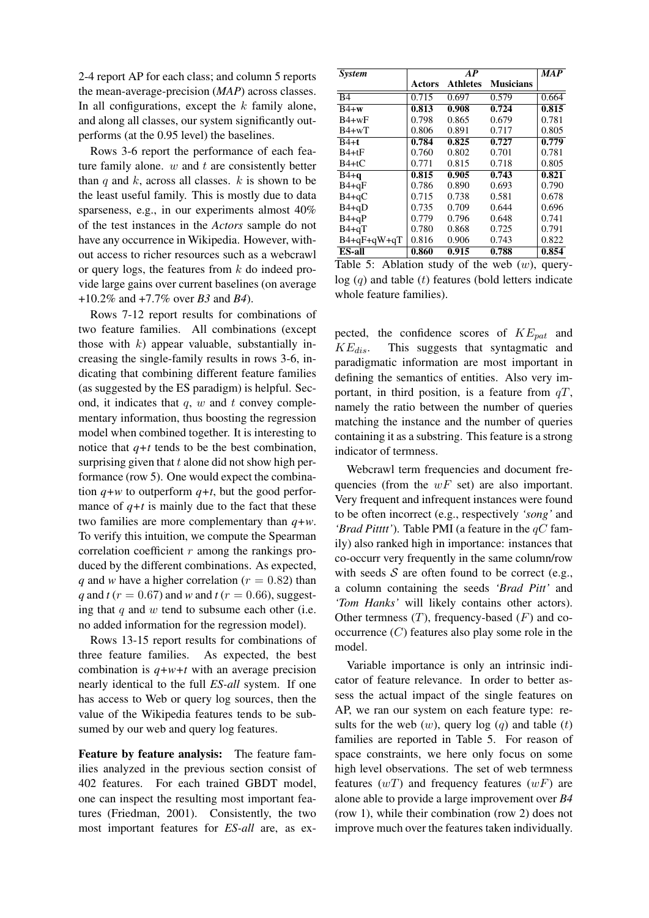2-4 report AP for each class; and column 5 reports the mean-average-precision (*MAP*) across classes. In all configurations, except the $k$ family alone, and along all classes, our system significantly outperforms (at the 0.95 level) the baselines.

Rows 3-6 report the performance of each feature family alone. $w$ and $t$ are consistently better than $q$ and $k$, across all classes. $k$ is shown to be the least useful family. This is mostly due to data sparseness, e.g., in our experiments almost 40% of the test instances in the *Actors* sample do not have any occurrence in Wikipedia. However, without access to richer resources such as a webcrawl or query logs, the features from $k$ do indeed provide large gains over current baselines (on average +10.2% and +7.7% over *B3* and *B4*).

Rows 7-12 report results for combinations of two feature families. All combinations (except those with $k$) appear valuable, substantially increasing the single-family results in rows 3-6, indicating that combining different feature families (as suggested by the ES paradigm) is helpful. Second, it indicates that $q$, $w$ and $t$ convey complementary information, thus boosting the regression model when combined together. It is interesting to notice that *q+t* tends to be the best combination, surprising given that $t$ alone did not show high performance (row 5). One would expect the combination *q+w* to outperform *q+t*, but the good performance of *q+t* is mainly due to the fact that these two families are more complementary than *q+w*. To verify this intuition, we compute the Spearman correlation coefficient $r$ among the rankings produced by the different combinations. As expected, *q* and *w* have a higher correlation ($r = 0.82$) than *q* and *t* ($r = 0.67$) and *w* and *t* ($r = 0.66$), suggesting that $q$ and $w$ tend to subsume each other (i.e. no added information for the regression model).

Rows 13-15 report results for combinations of three feature families. As expected, the best combination is *q+w+t* with an average precision nearly identical to the full *ES-all* system. If one has access to Web or query log sources, then the value of the Wikipedia features tends to be subsumed by our web and query log features.

**Feature by feature analysis:** The feature families analyzed in the previous section consist of 402 features. For each trained GBDT model, one can inspect the resulting most important features (Friedman, 2001). Consistently, the two most important features for *ES-all* are, as expected, the confidence scores of $KE_{pat}$ and $KE_{dis}$. This suggests that syntagmatic and paradigmatic information are most important in defining the semantics of entities. Also very important, in third position, is a feature from $qT$, namely the ratio between the number of queries matching the instance and the number of queries containing it as a substring. This feature is a strong indicator of termness.

Webcrawl term frequencies and document frequencies (from the $wF$ set) are also important. Very frequent and infrequent instances were found to be often incorrect (e.g., respectively *'song'* and *'Brad Pitttt'*). Table PMI (a feature in the $qC$ family) also ranked high in importance: instances that co-occurr very frequently in the same column/row with seeds $\mathcal{S}$ are often found to be correct (e.g., a column containing the seeds *'Brad Pitt'* and *'Tom Hanks'* will likely contains other actors). Other termness ($T$), frequency-based ($F$) and co-occurrence ($C$) features also play some role in the model.

Variable importance is only an intrinsic indicator of feature relevance. In order to better assess the actual impact of the single features on AP, we ran our system on each feature type: results for the web ($w$), query log ($q$) and table ($t$) families are reported in Table 5. For reason of space constraints, we here only focus on some high level observations. The set of web termness features ($wT$) and frequency features ($wF$) are alone able to provide a large improvement over *B4* (row 1), while their combination (row 2) does not improve much over the features taken individually.

| *System* | *AP* | | | *MAP* |
|---|---|---|---|---|
| | **Actors** | **Athletes** | **Musicians** | |
| B4 | 0.715 | 0.697 | 0.579 | 0.664 |
| **B4+w** | **0.813** | **0.908** | **0.724** | **0.815** |
| B4+wF | 0.798 | 0.865 | 0.679 | 0.781 |
| B4+wT | 0.806 | 0.891 | 0.717 | 0.805 |
| **B4+t** | **0.784** | **0.825** | **0.727** | **0.779** |
| B4+tF | 0.760 | 0.802 | 0.701 | 0.781 |
| B4+tC | 0.771 | 0.815 | 0.718 | 0.805 |
| **B4+q** | **0.815** | **0.905** | **0.743** | **0.821** |
| B4+qF | 0.786 | 0.890 | 0.693 | 0.790 |
| B4+qC | 0.715 | 0.738 | 0.581 | 0.678 |
| B4+qD | 0.735 | 0.709 | 0.644 | 0.696 |
| B4+qP | 0.779 | 0.796 | 0.648 | 0.741 |
| B4+qT | 0.780 | 0.868 | 0.725 | 0.791 |
| B4+qF+qW+qT | 0.816 | 0.906 | 0.743 | 0.822 |
| **ES-all** | **0.860** | **0.915** | **0.788** | **0.854** |

Table 5: Ablation study of the web ($w$), query-log ($q$) and table ($t$) features (bold letters indicate whole feature families).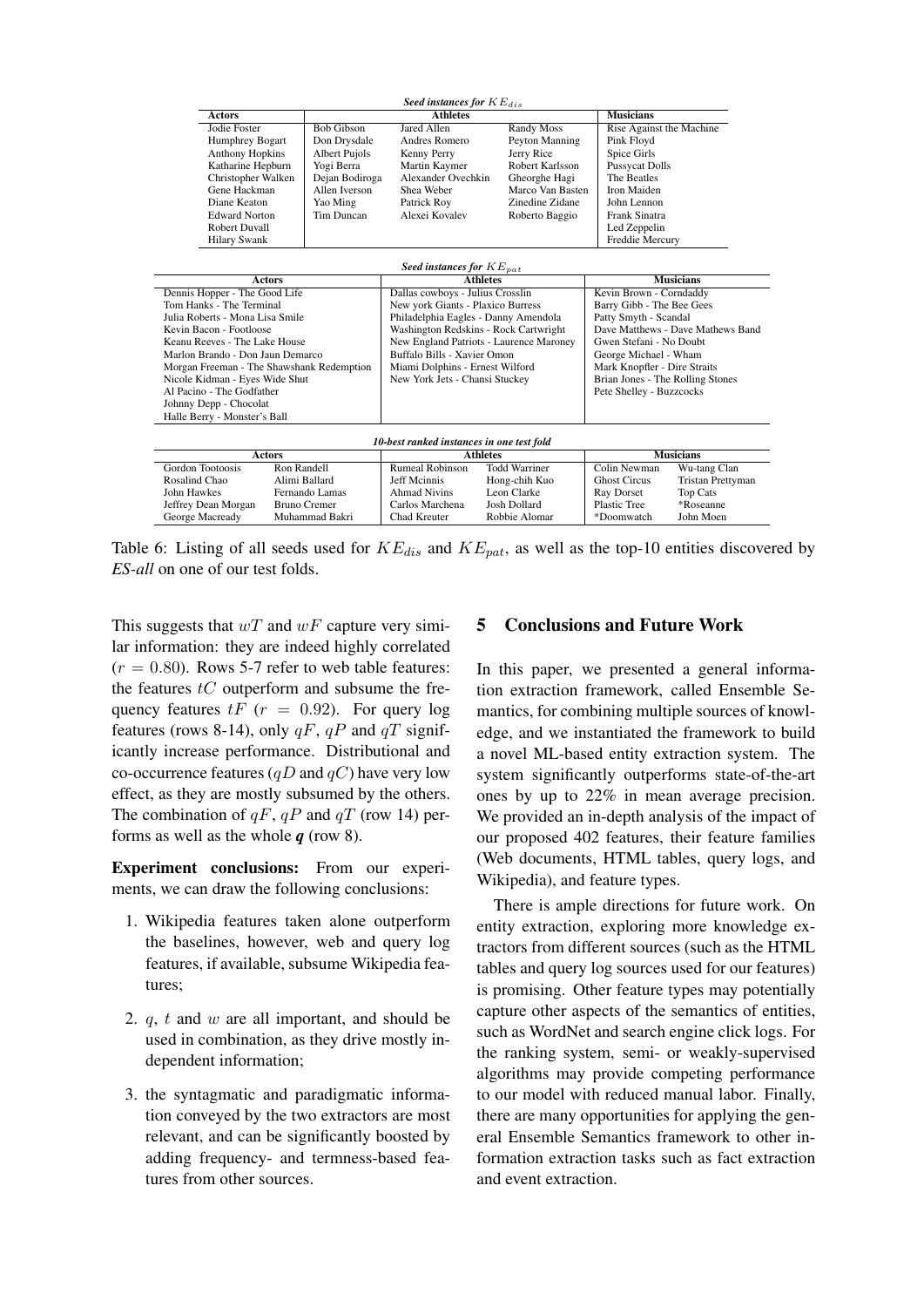*Seed instances for $KE_{dis}$*

| Actors | Athletes | | | | Musicians |
|---|---|---|---|---|---|
| Jodie Foster | Bob Gibson | Jared Allen | Randy Moss | | Rise Against the Machine |
| Humphrey Bogart | Don Drysdale | Andres Romero | Peyton Manning | | Pink Floyd |
| Anthony Hopkins | Albert Pujols | Kenny Perry | Jerry Rice | | Spice Girls |
| Katharine Hepburn | Yogi Berra | Martin Kaymer | Robert Karlsson | | Pussycat Dolls |
| Christopher Walken | Dejan Bodiroga | Alexander Ovechkin | Gheorghe Hagi | | The Beatles |
| Gene Hackman | Allen Iverson | Shea Weber | Marco Van Basten | | Iron Maiden |
| Diane Keaton | Yao Ming | Patrick Roy | Zinedine Zidane | | John Lennon |
| Edward Norton | Tim Duncan | Alexei Kovalev | Roberto Baggio | | Frank Sinatra |
| Robert Duvall | | | | | Led Zeppelin |
| Hilary Swank | | | | | Freddie Mercury |

*Seed instances for $KE_{pat}$*

| Actors | Athletes | Musicians |
|---|---|---|
| Dennis Hopper - The Good Life | Dallas cowboys - Julius Crosslin | Kevin Brown - Corndaddy |
| Tom Hanks - The Terminal | New york Giants - Plaxico Burress | Barry Gibb - The Bee Gees |
| Julia Roberts - Mona Lisa Smile | Philadelphia Eagles - Danny Amendola | Patty Smyth - Scandal |
| Kevin Bacon - Footloose | Washington Redskins - Rock Cartwright | Dave Matthews - Dave Mathews Band |
| Keanu Reeves - The Lake House | New England Patriots - Laurence Maroney | Gwen Stefani - No Doubt |
| Marlon Brando - Don Jaun Demarco | Buffalo Bills - Xavier Omon | George Michael - Wham |
| Morgan Freeman - The Shawshank Redemption | Miami Dolphins - Ernest Wilford | Mark Knopfler - Dire Straits |
| Nicole Kidman - Eyes Wide Shut | New York Jets - Chansi Stuckey | Brian Jones - The Rolling Stones |
| Al Pacino - The Godfather | | Pete Shelley - Buzzcocks |
| Johnny Depp - Chocolat | | |
| Halle Berry - Monster's Ball | | |

*10-best ranked instances in one test fold*

| Actors | | Athletes | | Musicians | |
|---|---|---|---|---|---|
| Gordon Tootoosis | Ron Randell | Rumeal Robinson | Todd Warriner | Colin Newman | Wu-tang Clan |
| Rosalind Chao | Alimi Ballard | Jeff Mcinnis | Hong-chih Kuo | Ghost Circus | Tristan Prettyman |
| John Hawkes | Fernando Lamas | Ahmad Nivins | Leon Clarke | Ray Dorset | Top Cats |
| Jeffrey Dean Morgan | Bruno Cremer | Carlos Marchena | Josh Dollard | Plastic Tree | *Roseanne |
| George Macready | Muhammad Bakri | Chad Kreuter | Robbie Alomar | *Doomwatch | John Moen |

Table 6: Listing of all seeds used for $KE_{dis}$ and $KE_{pat}$, as well as the top-10 entities discovered by *ES-all* on one of our test folds.

This suggests that $wT$ and $wF$ capture very similar information: they are indeed highly correlated ($r = 0.80$). Rows 5-7 refer to web table features: the features $tC$ outperform and subsume the frequency features $tF$ ($r = 0.92$). For query log features (rows 8-14), only $qF$, $qP$ and $qT$ significantly increase performance. Distributional and co-occurrence features ($qD$ and $qC$) have very low effect, as they are mostly subsumed by the others. The combination of $qF$, $qP$ and $qT$ (row 14) performs as well as the whole $\boldsymbol{q}$ (row 8).

**Experiment conclusions:** From our experiments, we can draw the following conclusions:

1. Wikipedia features taken alone outperform the baselines, however, web and query log features, if available, subsume Wikipedia features;
2. $q$, $t$ and $w$ are all important, and should be used in combination, as they drive mostly independent information;
3. the syntagmatic and paradigmatic information conveyed by the two extractors are most relevant, and can be significantly boosted by adding frequency- and termness-based features from other sources.

## 5 Conclusions and Future Work

In this paper, we presented a general information extraction framework, called Ensemble Semantics, for combining multiple sources of knowledge, and we instantiated the framework to build a novel ML-based entity extraction system. The system significantly outperforms state-of-the-art ones by up to 22% in mean average precision. We provided an in-depth analysis of the impact of our proposed 402 features, their feature families (Web documents, HTML tables, query logs, and Wikipedia), and feature types.

There is ample directions for future work. On entity extraction, exploring more knowledge extractors from different sources (such as the HTML tables and query log sources used for our features) is promising. Other feature types may potentially capture other aspects of the semantics of entities, such as WordNet and search engine click logs. For the ranking system, semi- or weakly-supervised algorithms may provide competing performance to our model with reduced manual labor. Finally, there are many opportunities for applying the general Ensemble Semantics framework to other information extraction tasks such as fact extraction and event extraction.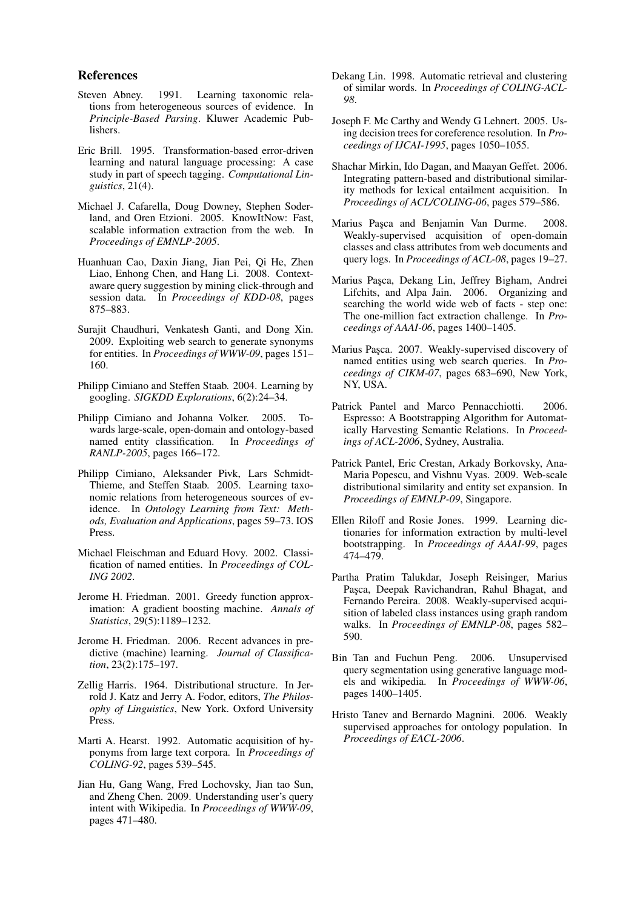## References

Steven Abney. 1991. Learning taxonomic relations from heterogeneous sources of evidence. In *Principle-Based Parsing*. Kluwer Academic Publishers.

Eric Brill. 1995. Transformation-based error-driven learning and natural language processing: A case study in part of speech tagging. *Computational Linguistics*, 21(4).

Michael J. Cafarella, Doug Downey, Stephen Soderland, and Oren Etzioni. 2005. KnowItNow: Fast, scalable information extraction from the web. In *Proceedings of EMNLP-2005*.

Huanhuan Cao, Daxin Jiang, Jian Pei, Qi He, Zhen Liao, Enhong Chen, and Hang Li. 2008. Context-aware query suggestion by mining click-through and session data. In *Proceedings of KDD-08*, pages 875–883.

Surajit Chaudhuri, Venkatesh Ganti, and Dong Xin. 2009. Exploiting web search to generate synonyms for entities. In *Proceedings of WWW-09*, pages 151–160.

Philipp Cimiano and Steffen Staab. 2004. Learning by googling. *SIGKDD Explorations*, 6(2):24–34.

Philipp Cimiano and Johanna Volker. 2005. Towards large-scale, open-domain and ontology-based named entity classification. In *Proceedings of RANLP-2005*, pages 166–172.

Philipp Cimiano, Aleksander Pivk, Lars Schmidt-Thieme, and Steffen Staab. 2005. Learning taxonomic relations from heterogeneous sources of evidence. In *Ontology Learning from Text: Methods, Evaluation and Applications*, pages 59–73. IOS Press.

Michael Fleischman and Eduard Hovy. 2002. Classification of named entities. In *Proceedings of COLING 2002*.

Jerome H. Friedman. 2001. Greedy function approximation: A gradient boosting machine. *Annals of Statistics*, 29(5):1189–1232.

Jerome H. Friedman. 2006. Recent advances in predictive (machine) learning. *Journal of Classification*, 23(2):175–197.

Zellig Harris. 1964. Distributional structure. In Jerrold J. Katz and Jerry A. Fodor, editors, *The Philosophy of Linguistics*, New York. Oxford University Press.

Marti A. Hearst. 1992. Automatic acquisition of hyponyms from large text corpora. In *Proceedings of COLING-92*, pages 539–545.

Jian Hu, Gang Wang, Fred Lochovsky, Jian tao Sun, and Zheng Chen. 2009. Understanding user's query intent with Wikipedia. In *Proceedings of WWW-09*, pages 471–480.

Dekang Lin. 1998. Automatic retrieval and clustering of similar words. In *Proceedings of COLING-ACL-98*.

Joseph F. Mc Carthy and Wendy G Lehnert. 2005. Using decision trees for coreference resolution. In *Proceedings of IJCAI-1995*, pages 1050–1055.

Shachar Mirkin, Ido Dagan, and Maayan Geffet. 2006. Integrating pattern-based and distributional similarity methods for lexical entailment acquisition. In *Proceedings of ACL/COLING-06*, pages 579–586.

Marius Paşca and Benjamin Van Durme. 2008. Weakly-supervised acquisition of open-domain classes and class attributes from web documents and query logs. In *Proceedings of ACL-08*, pages 19–27.

Marius Paşca, Dekang Lin, Jeffrey Bigham, Andrei Lifchits, and Alpa Jain. 2006. Organizing and searching the world wide web of facts - step one: The one-million fact extraction challenge. In *Proceedings of AAAI-06*, pages 1400–1405.

Marius Paşca. 2007. Weakly-supervised discovery of named entities using web search queries. In *Proceedings of CIKM-07*, pages 683–690, New York, NY, USA.

Patrick Pantel and Marco Pennacchiotti. 2006. Espresso: A Bootstrapping Algorithm for Automatically Harvesting Semantic Relations. In *Proceedings of ACL-2006*, Sydney, Australia.

Patrick Pantel, Eric Crestan, Arkady Borkovsky, Ana-Maria Popescu, and Vishnu Vyas. 2009. Web-scale distributional similarity and entity set expansion. In *Proceedings of EMNLP-09*, Singapore.

Ellen Riloff and Rosie Jones. 1999. Learning dictionaries for information extraction by multi-level bootstrapping. In *Proceedings of AAAI-99*, pages 474–479.

Partha Pratim Talukdar, Joseph Reisinger, Marius Paşca, Deepak Ravichandran, Rahul Bhagat, and Fernando Pereira. 2008. Weakly-supervised acquisition of labeled class instances using graph random walks. In *Proceedings of EMNLP-08*, pages 582–590.

Bin Tan and Fuchun Peng. 2006. Unsupervised query segmentation using generative language models and wikipedia. In *Proceedings of WWW-06*, pages 1400–1405.

Hristo Tanev and Bernardo Magnini. 2006. Weakly supervised approaches for ontology population. In *Proceedings of EACL-2006*.